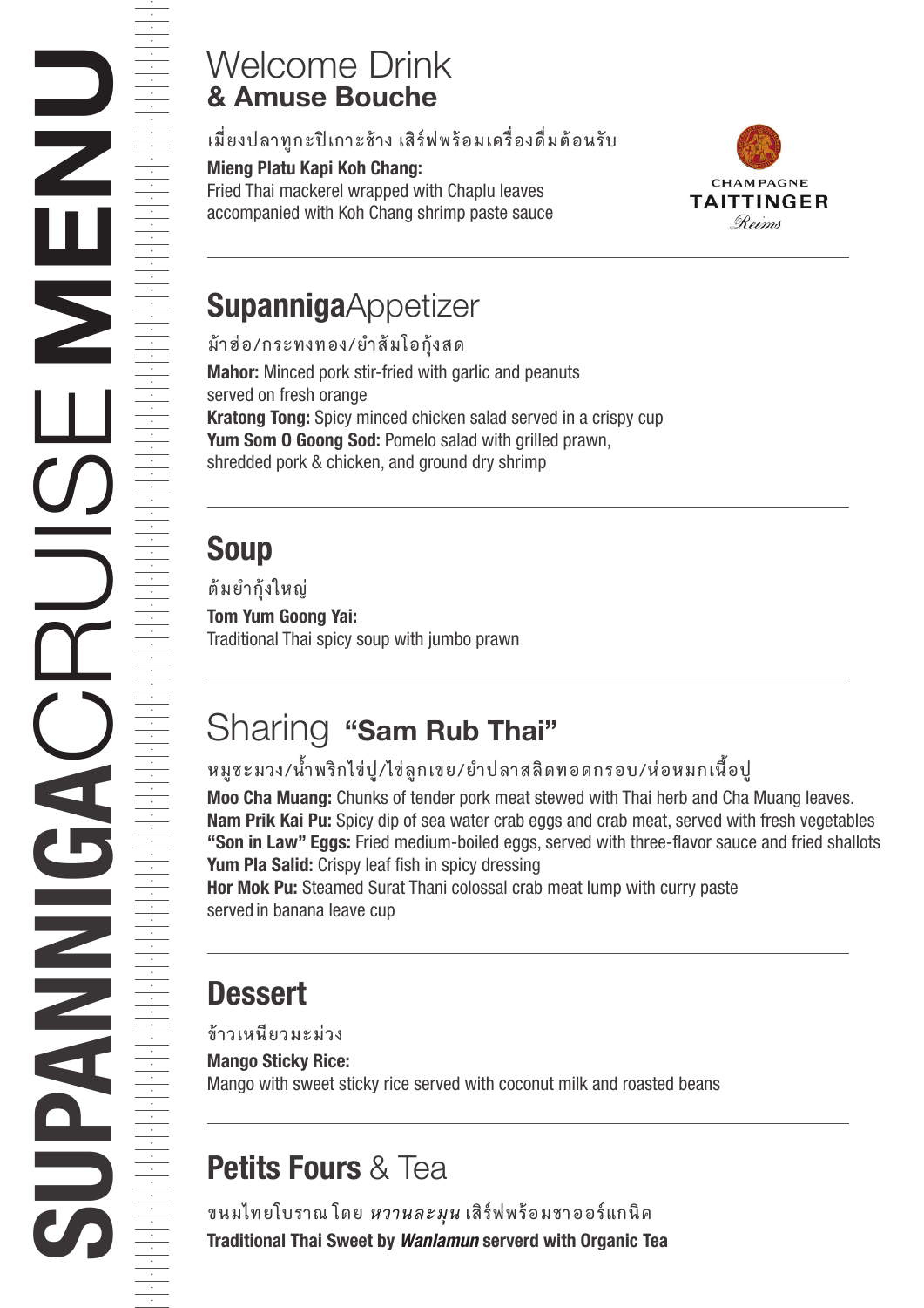# SUPANNIGA CRUISE MENU

## Welcome Drink
## & Amuse Bouche

เมี่ยงปลาทูกะปิเกาะช้าง เสิร์ฟพร้อมเครื่องดื่มต้อนรับ

**Mieng Platu Kapi Koh Chang:**
Fried Thai mackerel wrapped with Chaplu leaves
accompanied with Koh Chang shrimp paste sauce

CHAMPAGNE
TAITTINGER
Reims

---

## **Supanniga**Appetizer

ม้าฮ่อ/กระทงทอง/ยำส้มโอกุ้งสด

**Mahor:** Minced pork stir-fried with garlic and peanuts
served on fresh orange
**Kratong Tong:** Spicy minced chicken salad served in a crispy cup
**Yum Som O Goong Sod:** Pomelo salad with grilled prawn,
shredded pork & chicken, and ground dry shrimp

---

## Soup

ต้มยำกุ้งใหญ่

**Tom Yum Goong Yai:**
Traditional Thai spicy soup with jumbo prawn

---

## Sharing **"Sam Rub Thai"**

หมูชะมวง/น้ำพริกไข่ปู/ไข่ลูกเขย/ยำปลาสลิดทอดกรอบ/ห่อหมกเนื้อปู

**Moo Cha Muang:** Chunks of tender pork meat stewed with Thai herb and Cha Muang leaves.
**Nam Prik Kai Pu:** Spicy dip of sea water crab eggs and crab meat, served with fresh vegetables
**"Son in Law" Eggs:** Fried medium-boiled eggs, served with three-flavor sauce and fried shallots
**Yum Pla Salid:** Crispy leaf fish in spicy dressing
**Hor Mok Pu:** Steamed Surat Thani colossal crab meat lump with curry paste
served in banana leave cup

---

## Dessert

ข้าวเหนียวมะม่วง

**Mango Sticky Rice:**
Mango with sweet sticky rice served with coconut milk and roasted beans

---

## **Petits Fours** & Tea

ขนมไทยโบราณ โดย *หวานละมุน* เสิร์ฟพร้อมชาออร์แกนิค

**Traditional Thai Sweet by *Wanlamun* serverd with Organic Tea**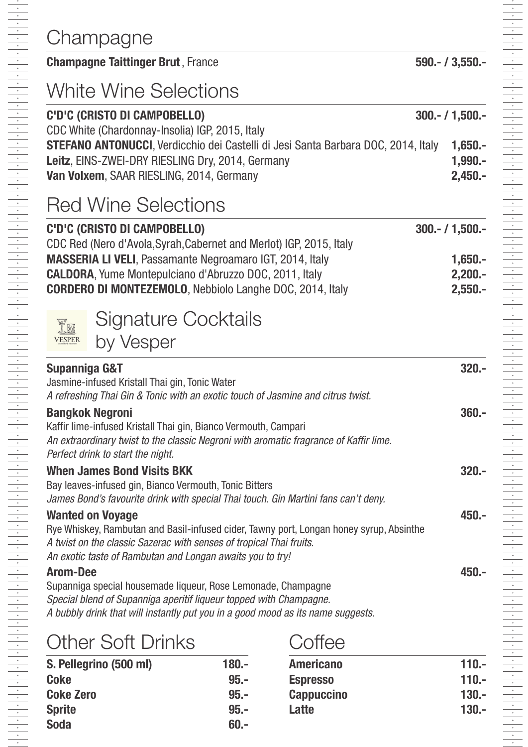## Champagne

**Champagne Taittinger Brut**, France **590.- / 3,550.-**

## White Wine Selections

**C'D'C (CRISTO DI CAMPOBELLO)** **300.- / 1,500.-**
CDC White (Chardonnay-Insolia) IGP, 2015, Italy

**STEFANO ANTONUCCI**, Verdicchio dei Castelli di Jesi Santa Barbara DOC, 2014, Italy **1,650.-**

**Leitz**, EINS-ZWEI-DRY RIESLING Dry, 2014, Germany **1,990.-**

**Van Volxem**, SAAR RIESLING, 2014, Germany **2,450.-**

## Red Wine Selections

**C'D'C (CRISTO DI CAMPOBELLO)** **300.- / 1,500.-**
CDC Red (Nero d'Avola,Syrah,Cabernet and Merlot) IGP, 2015, Italy

**MASSERIA LI VELI**, Passamante Negroamaro IGT, 2014, Italy **1,650.-**

**CALDORA**, Yume Montepulciano d'Abruzzo DOC, 2011, Italy **2,200.-**

**CORDERO DI MONTEZEMOLO**, Nebbiolo Langhe DOC, 2014, Italy **2,550.-**

## Signature Cocktails by Vesper

**Supanniga G&T** **320.-**
Jasmine-infused Kristall Thai gin, Tonic Water
*A refreshing Thai Gin & Tonic with an exotic touch of Jasmine and citrus twist.*

**Bangkok Negroni** **360.-**
Kaffir lime-infused Kristall Thai gin, Bianco Vermouth, Campari
*An extraordinary twist to the classic Negroni with aromatic fragrance of Kaffir lime.*
*Perfect drink to start the night.*

**When James Bond Visits BKK** **320.-**
Bay leaves-infused gin, Bianco Vermouth, Tonic Bitters
*James Bond's favourite drink with special Thai touch. Gin Martini fans can't deny.*

**Wanted on Voyage** **450.-**
Rye Whiskey, Rambutan and Basil-infused cider, Tawny port, Longan honey syrup, Absinthe
*A twist on the classic Sazerac with senses of tropical Thai fruits.*
*An exotic taste of Rambutan and Longan awaits you to try!*

**Arom-Dee** **450.-**
Supanniga special housemade liqueur, Rose Lemonade, Champagne
*Special blend of Supanniga aperitif liqueur topped with Champagne.*
*A bubbly drink that will instantly put you in a good mood as its name suggests.*

## Other Soft Drinks

| | |
|---|---|
| **S. Pellegrino (500 ml)** | **180.-** |
| **Coke** | **95.-** |
| **Coke Zero** | **95.-** |
| **Sprite** | **95.-** |
| **Soda** | **60.-** |

## Coffee

| | |
|---|---|
| **Americano** | **110.-** |
| **Espresso** | **110.-** |
| **Cappuccino** | **130.-** |
| **Latte** | **130.-** |